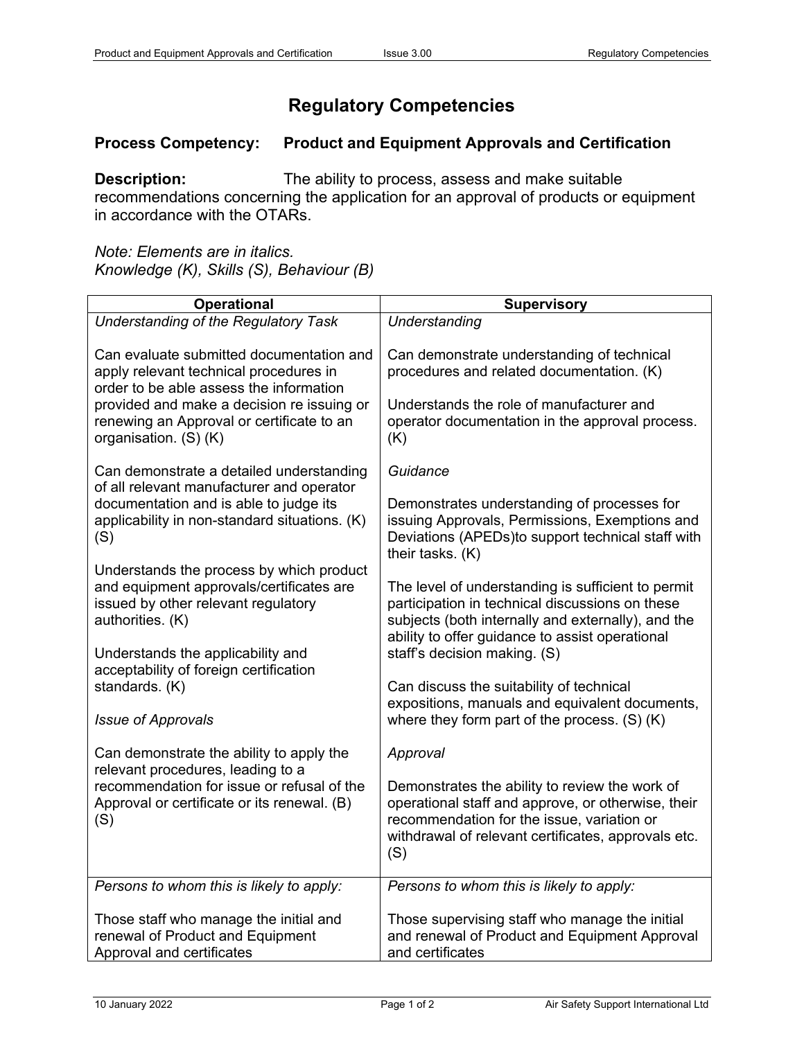# Regulatory Competencies

## Process Competency: Product and Equipment Approvals and Certification

**Description:** The ability to process, assess and make suitable recommendations concerning the application for an approval of products or equipment in accordance with the OTARs.

*Note: Elements are in italics.*
*Knowledge (K), Skills (S), Behaviour (B)*

| Operational | Supervisory |
|---|---|
| *Understanding of the Regulatory Task*<br><br>Can evaluate submitted documentation and apply relevant technical procedures in order to be able assess the information provided and make a decision re issuing or renewing an Approval or certificate to an organisation. (S) (K)<br><br>Can demonstrate a detailed understanding of all relevant manufacturer and operator documentation and is able to judge its applicability in non-standard situations. (K) (S)<br><br>Understands the process by which product and equipment approvals/certificates are issued by other relevant regulatory authorities. (K)<br><br>Understands the applicability and acceptability of foreign certification standards. (K)<br><br>*Issue of Approvals*<br><br>Can demonstrate the ability to apply the relevant procedures, leading to a recommendation for issue or refusal of the Approval or certificate or its renewal. (B) (S) | *Understanding*<br><br>Can demonstrate understanding of technical procedures and related documentation. (K)<br><br>Understands the role of manufacturer and operator documentation in the approval process. (K)<br><br>*Guidance*<br><br>Demonstrates understanding of processes for issuing Approvals, Permissions, Exemptions and Deviations (APEDs)to support technical staff with their tasks. (K)<br><br>The level of understanding is sufficient to permit participation in technical discussions on these subjects (both internally and externally), and the ability to offer guidance to assist operational staff's decision making. (S)<br><br>Can discuss the suitability of technical expositions, manuals and equivalent documents, where they form part of the process. (S) (K)<br><br>*Approval*<br><br>Demonstrates the ability to review the work of operational staff and approve, or otherwise, their recommendation for the issue, variation or withdrawal of relevant certificates, approvals etc. (S) |
| *Persons to whom this is likely to apply:*<br><br>Those staff who manage the initial and renewal of Product and Equipment Approval and certificates | *Persons to whom this is likely to apply:*<br><br>Those supervising staff who manage the initial and renewal of Product and Equipment Approval and certificates |